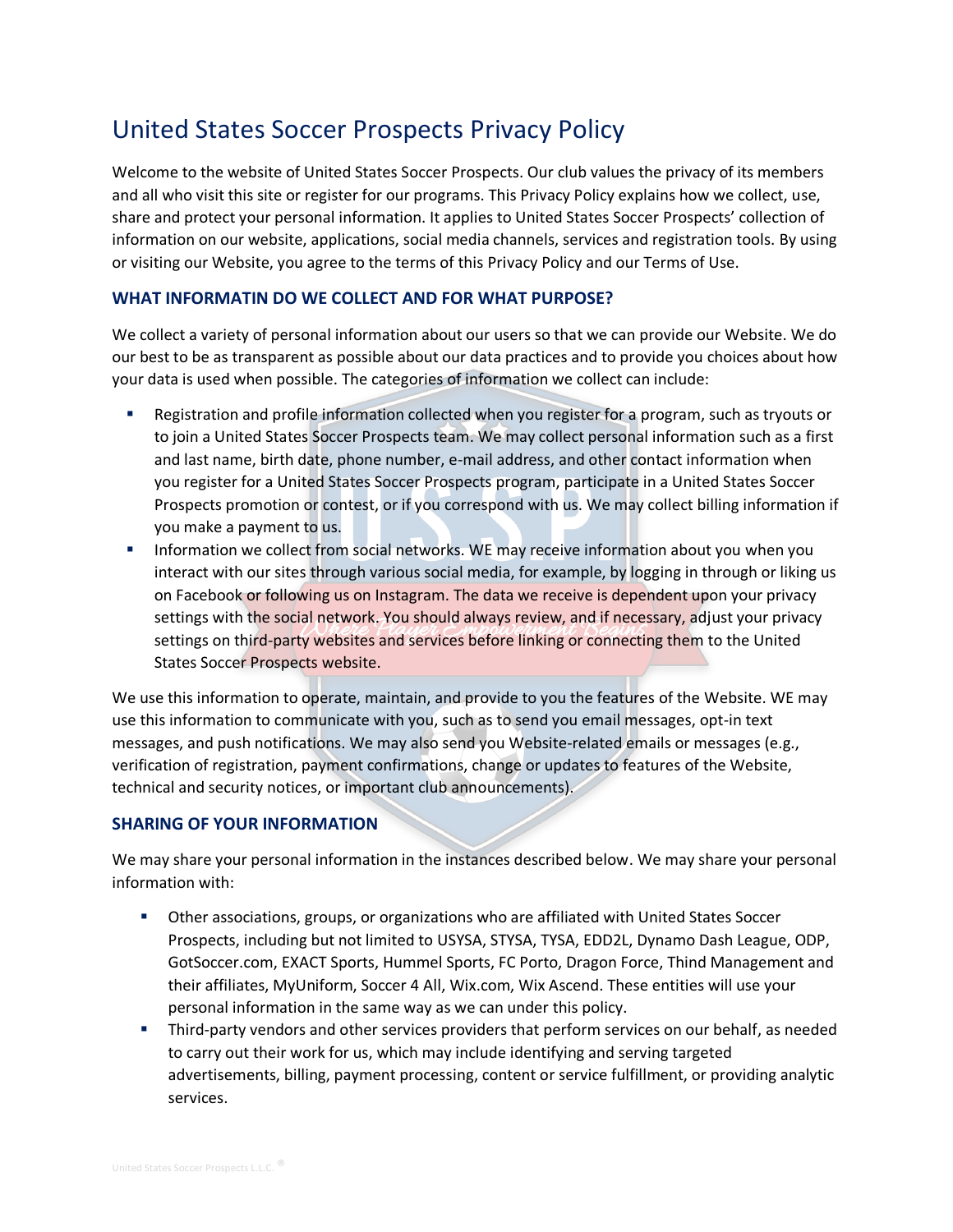# United States Soccer Prospects Privacy Policy

Welcome to the website of United States Soccer Prospects. Our club values the privacy of its members and all who visit this site or register for our programs. This Privacy Policy explains how we collect, use, share and protect your personal information. It applies to United States Soccer Prospects' collection of information on our website, applications, social media channels, services and registration tools. By using or visiting our Website, you agree to the terms of this Privacy Policy and our Terms of Use.

## WHAT INFORMATIN DO WE COLLECT AND FOR WHAT PURPOSE?

We collect a variety of personal information about our users so that we can provide our Website. We do our best to be as transparent as possible about our data practices and to provide you choices about how your data is used when possible. The categories of information we collect can include:

- Registration and profile information collected when you register for a program, such as tryouts or to join a United States Soccer Prospects team. We may collect personal information such as a first and last name, birth date, phone number, e-mail address, and other contact information when you register for a United States Soccer Prospects program, participate in a United States Soccer Prospects promotion or contest, or if you correspond with us. We may collect billing information if you make a payment to us.
- Information we collect from social networks. WE may receive information about you when you interact with our sites through various social media, for example, by logging in through or liking us on Facebook or following us on Instagram. The data we receive is dependent upon your privacy settings with the social network. You should always review, and if necessary, adjust your privacy settings on third-party websites and services before linking or connecting them to the United States Soccer Prospects website.

We use this information to operate, maintain, and provide to you the features of the Website. WE may use this information to communicate with you, such as to send you email messages, opt-in text messages, and push notifications. We may also send you Website-related emails or messages (e.g., verification of registration, payment confirmations, change or updates to features of the Website, technical and security notices, or important club announcements).

## SHARING OF YOUR INFORMATION

We may share your personal information in the instances described below. We may share your personal information with:

- Other associations, groups, or organizations who are affiliated with United States Soccer Prospects, including but not limited to USYSA, STYSA, TYSA, EDD2L, Dynamo Dash League, ODP, GotSoccer.com, EXACT Sports, Hummel Sports, FC Porto, Dragon Force, Thind Management and their affiliates, MyUniform, Soccer 4 All, Wix.com, Wix Ascend. These entities will use your personal information in the same way as we can under this policy.
- Third-party vendors and other services providers that perform services on our behalf, as needed to carry out their work for us, which may include identifying and serving targeted advertisements, billing, payment processing, content or service fulfillment, or providing analytic services.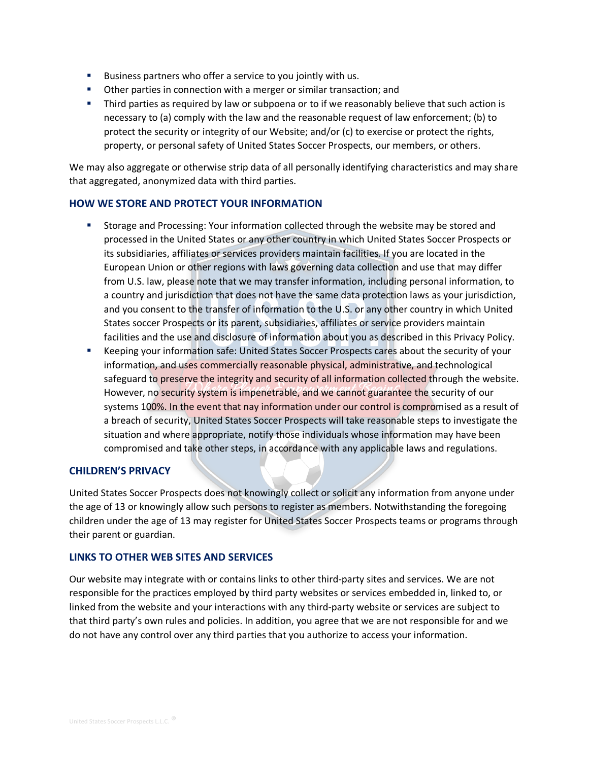- Business partners who offer a service to you jointly with us.
- Other parties in connection with a merger or similar transaction; and
- Third parties as required by law or subpoena or to if we reasonably believe that such action is necessary to (a) comply with the law and the reasonable request of law enforcement; (b) to protect the security or integrity of our Website; and/or (c) to exercise or protect the rights, property, or personal safety of United States Soccer Prospects, our members, or others.

We may also aggregate or otherwise strip data of all personally identifying characteristics and may share that aggregated, anonymized data with third parties.

## HOW WE STORE AND PROTECT YOUR INFORMATION

- Storage and Processing: Your information collected through the website may be stored and processed in the United States or any other country in which United States Soccer Prospects or its subsidiaries, affiliates or services providers maintain facilities. If you are located in the European Union or other regions with laws governing data collection and use that may differ from U.S. law, please note that we may transfer information, including personal information, to a country and jurisdiction that does not have the same data protection laws as your jurisdiction, and you consent to the transfer of information to the U.S. or any other country in which United States soccer Prospects or its parent, subsidiaries, affiliates or service providers maintain facilities and the use and disclosure of information about you as described in this Privacy Policy.
- Keeping your information safe: United States Soccer Prospects cares about the security of your information, and uses commercially reasonable physical, administrative, and technological safeguard to preserve the integrity and security of all information collected through the website. However, no security system is impenetrable, and we cannot guarantee the security of our systems 100%. In the event that nay information under our control is compromised as a result of a breach of security, United States Soccer Prospects will take reasonable steps to investigate the situation and where appropriate, notify those individuals whose information may have been compromised and take other steps, in accordance with any applicable laws and regulations.

## CHILDREN'S PRIVACY

United States Soccer Prospects does not knowingly collect or solicit any information from anyone under the age of 13 or knowingly allow such persons to register as members. Notwithstanding the foregoing children under the age of 13 may register for United States Soccer Prospects teams or programs through their parent or guardian.

## LINKS TO OTHER WEB SITES AND SERVICES

Our website may integrate with or contains links to other third-party sites and services. We are not responsible for the practices employed by third party websites or services embedded in, linked to, or linked from the website and your interactions with any third-party website or services are subject to that third party's own rules and policies. In addition, you agree that we are not responsible for and we do not have any control over any third parties that you authorize to access your information.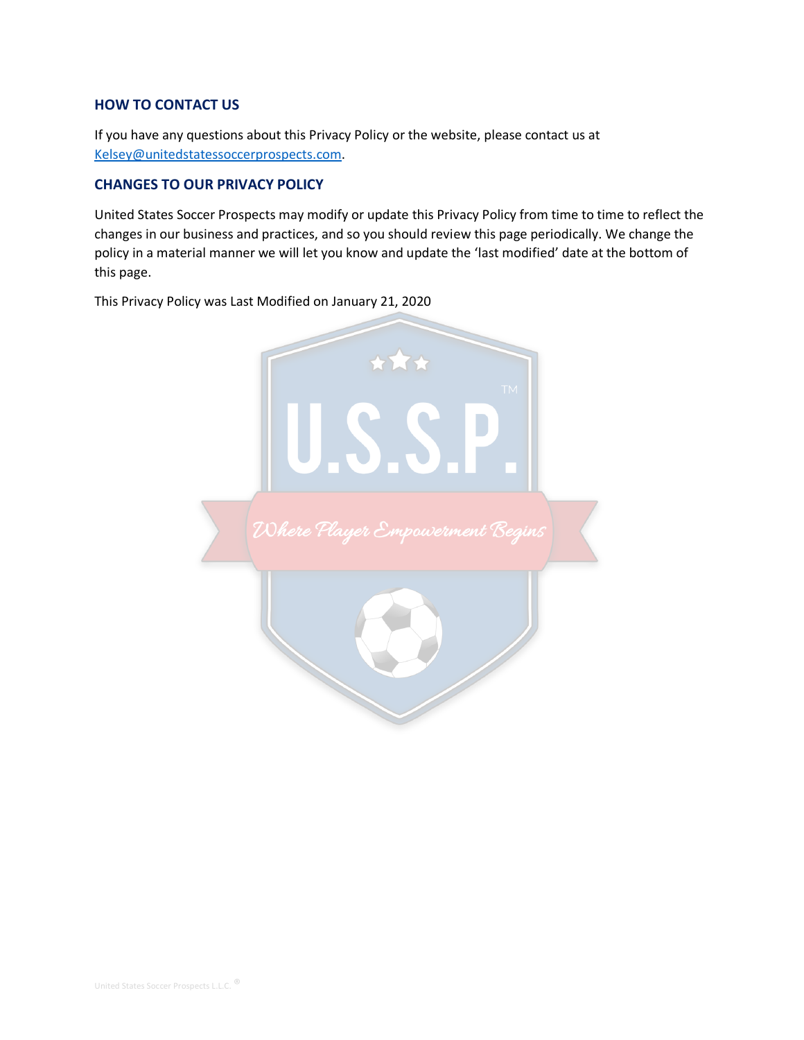## HOW TO CONTACT US

If you have any questions about this Privacy Policy or the website, please contact us at Kelsey@unitedstatessoccerprospects.com.

## CHANGES TO OUR PRIVACY POLICY

United States Soccer Prospects may modify or update this Privacy Policy from time to time to reflect the changes in our business and practices, and so you should review this page periodically. We change the policy in a material manner we will let you know and update the 'last modified' date at the bottom of this page.

This Privacy Policy was Last Modified on January 21, 2020